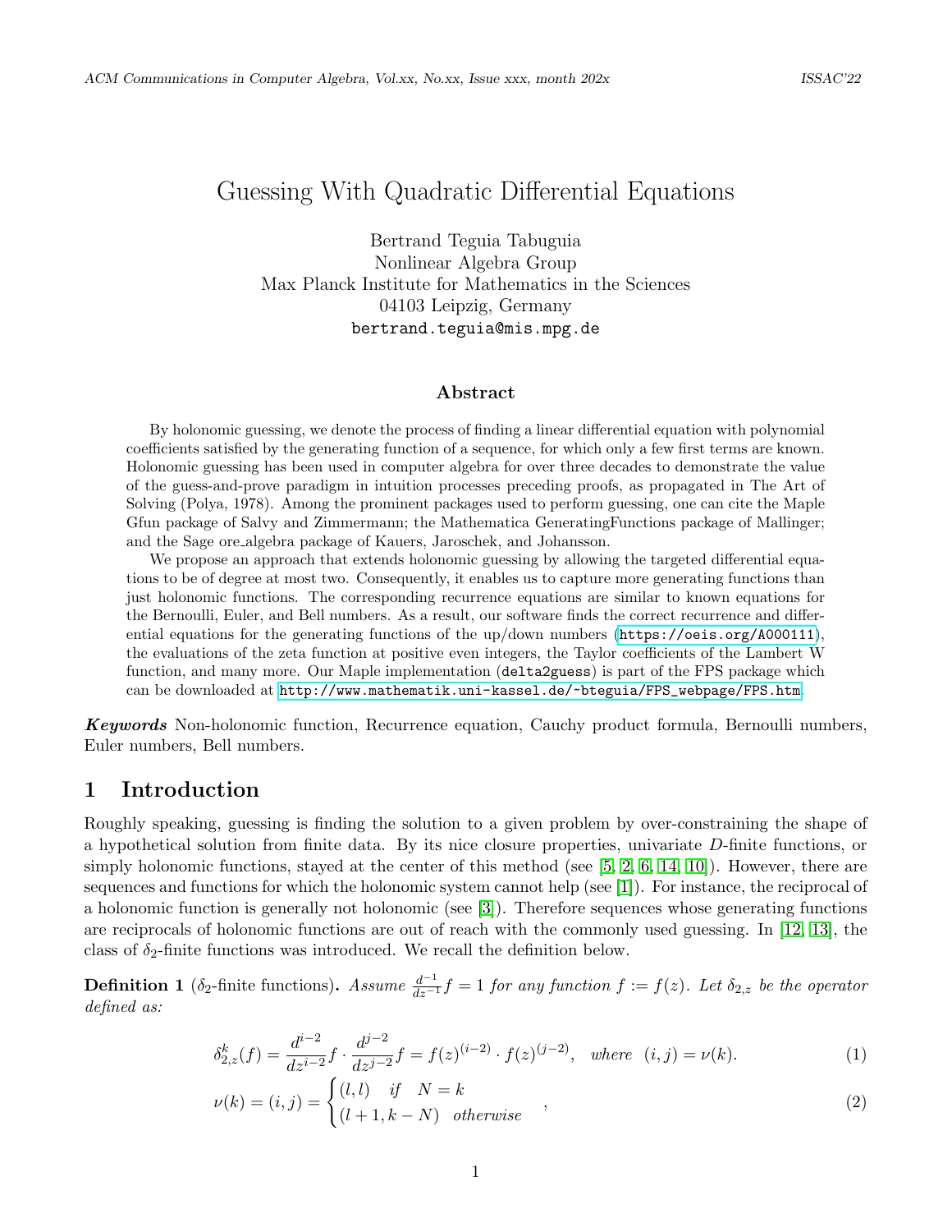# Guessing With Quadratic Differential Equations

Bertrand Teguia Tabuguia
Nonlinear Algebra Group
Max Planck Institute for Mathematics in the Sciences
04103 Leipzig, Germany
bertrand.teguia@mis.mpg.de

## Abstract

By holonomic guessing, we denote the process of finding a linear differential equation with polynomial coefficients satisfied by the generating function of a sequence, for which only a few first terms are known. Holonomic guessing has been used in computer algebra for over three decades to demonstrate the value of the guess-and-prove paradigm in intuition processes preceding proofs, as propagated in The Art of Solving (Polya, 1978). Among the prominent packages used to perform guessing, one can cite the Maple Gfun package of Salvy and Zimmermann; the Mathematica GeneratingFunctions package of Mallinger; and the Sage ore_algebra package of Kauers, Jaroschek, and Johansson.

We propose an approach that extends holonomic guessing by allowing the targeted differential equations to be of degree at most two. Consequently, it enables us to capture more generating functions than just holonomic functions. The corresponding recurrence equations are similar to known equations for the Bernoulli, Euler, and Bell numbers. As a result, our software finds the correct recurrence and differential equations for the generating functions of the up/down numbers (https://oeis.org/A000111), the evaluations of the zeta function at positive even integers, the Taylor coefficients of the Lambert W function, and many more. Our Maple implementation (`delta2guess`) is part of the FPS package which can be downloaded at http://www.mathematik.uni-kassel.de/~bteguia/FPS_webpage/FPS.htm.

***Keywords*** Non-holonomic function, Recurrence equation, Cauchy product formula, Bernoulli numbers, Euler numbers, Bell numbers.

## 1 Introduction

Roughly speaking, guessing is finding the solution to a given problem by over-constraining the shape of a hypothetical solution from finite data. By its nice closure properties, univariate $D$-finite functions, or simply holonomic functions, stayed at the center of this method (see [5, 2, 6, 14, 10]). However, there are sequences and functions for which the holonomic system cannot help (see [1]). For instance, the reciprocal of a holonomic function is generally not holonomic (see [3]). Therefore sequences whose generating functions are reciprocals of holonomic functions are out of reach with the commonly used guessing. In [12, 13], the class of $\delta_2$-finite functions was introduced. We recall the definition below.

**Definition 1** ($\delta_2$-finite functions)**.** *Assume $\frac{d^{-1}}{dz^{-1}}f = 1$ for any function $f := f(z)$. Let $\delta_{2,z}$ be the operator defined as:*

$$\delta_{2,z}^{k}(f) = \frac{d^{i-2}}{dz^{i-2}}f \cdot \frac{d^{j-2}}{dz^{j-2}}f = f(z)^{(i-2)} \cdot f(z)^{(j-2)}, \quad where \quad (i,j) = \nu(k). \tag{1}$$

$$\nu(k) = (i,j) = \begin{cases} (l,l) & if \quad N = k \\ (l+1, k-N) & otherwise \end{cases}, \tag{2}$$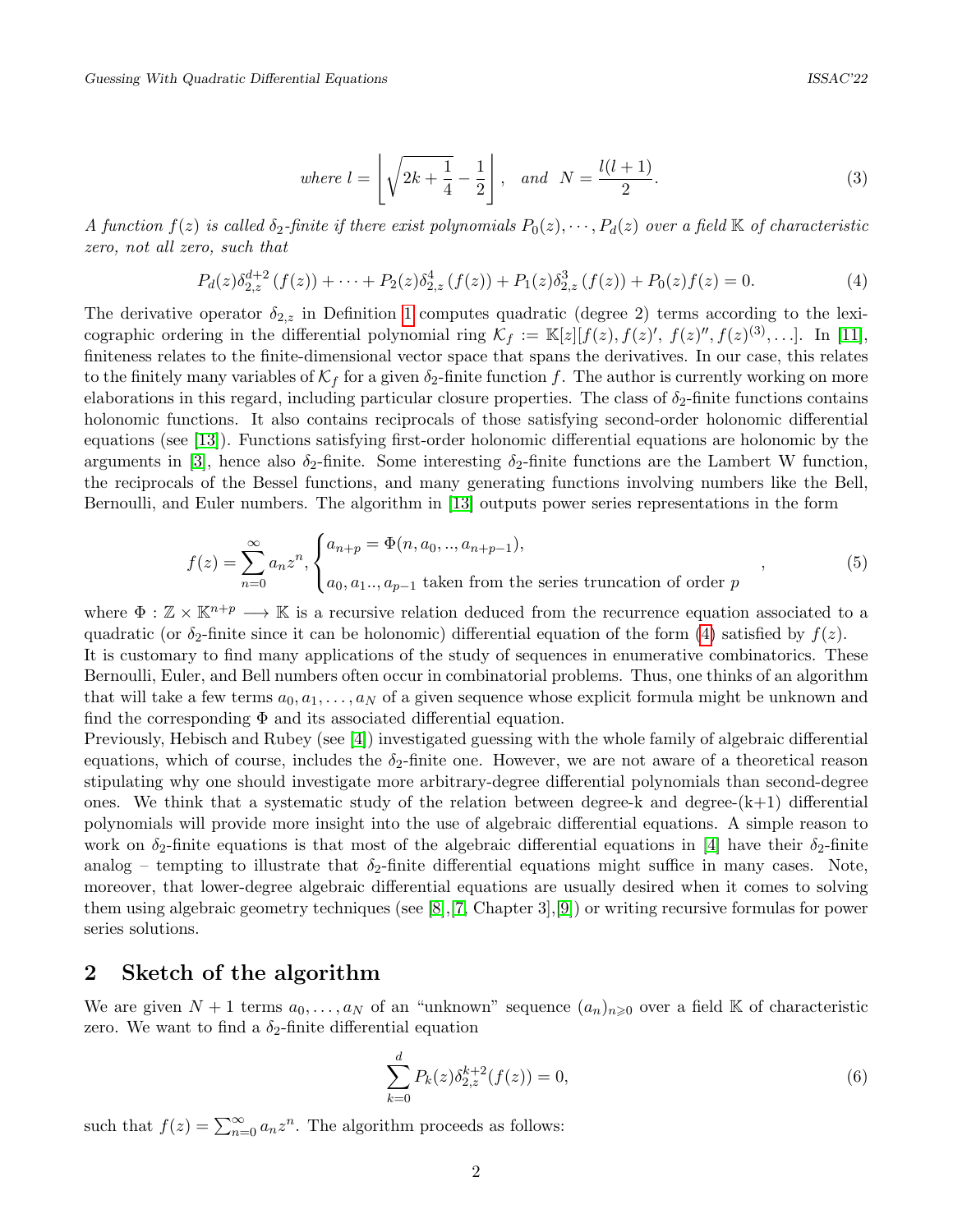$$\text{where } l = \left\lfloor \sqrt{2k + \frac{1}{4}} - \frac{1}{2} \right\rfloor, \quad \text{and} \quad N = \frac{l(l+1)}{2}. \tag{3}$$

*A function $f(z)$ is called $\delta_2$-finite if there exist polynomials $P_0(z), \cdots, P_d(z)$ over a field $\mathbb{K}$ of characteristic zero, not all zero, such that*

$$P_d(z)\delta_{2,z}^{d+2}(f(z)) + \cdots + P_2(z)\delta_{2,z}^{4}(f(z)) + P_1(z)\delta_{2,z}^{3}(f(z)) + P_0(z)f(z) = 0. \tag{4}$$

The derivative operator $\delta_{2,z}$ in Definition 1 computes quadratic (degree 2) terms according to the lexicographic ordering in the differential polynomial ring $\mathcal{K}_f := \mathbb{K}[z][f(z), f(z)', f(z)'', f(z)^{(3)}, \ldots]$. In [11], finiteness relates to the finite-dimensional vector space that spans the derivatives. In our case, this relates to the finitely many variables of $\mathcal{K}_f$ for a given $\delta_2$-finite function $f$. The author is currently working on more elaborations in this regard, including particular closure properties. The class of $\delta_2$-finite functions contains holonomic functions. It also contains reciprocals of those satisfying second-order holonomic differential equations (see [13]). Functions satisfying first-order holonomic differential equations are holonomic by the arguments in [3], hence also $\delta_2$-finite. Some interesting $\delta_2$-finite functions are the Lambert W function, the reciprocals of the Bessel functions, and many generating functions involving numbers like the Bell, Bernoulli, and Euler numbers. The algorithm in [13] outputs power series representations in the form

$$f(z) = \sum_{n=0}^{\infty} a_n z^n, \begin{cases} a_{n+p} = \Phi(n, a_0, .., a_{n+p-1}), \\ a_0, a_1.., a_{p-1} \text{ taken from the series truncation of order } p \end{cases}, \tag{5}$$

where $\Phi : \mathbb{Z} \times \mathbb{K}^{n+p} \longrightarrow \mathbb{K}$ is a recursive relation deduced from the recurrence equation associated to a quadratic (or $\delta_2$-finite since it can be holonomic) differential equation of the form (4) satisfied by $f(z)$.
It is customary to find many applications of the study of sequences in enumerative combinatorics. These Bernoulli, Euler, and Bell numbers often occur in combinatorial problems. Thus, one thinks of an algorithm that will take a few terms $a_0, a_1, \ldots, a_N$ of a given sequence whose explicit formula might be unknown and find the corresponding $\Phi$ and its associated differential equation.
Previously, Hebisch and Rubey (see [4]) investigated guessing with the whole family of algebraic differential equations, which of course, includes the $\delta_2$-finite one. However, we are not aware of a theoretical reason stipulating why one should investigate more arbitrary-degree differential polynomials than second-degree ones. We think that a systematic study of the relation between degree-k and degree-(k+1) differential polynomials will provide more insight into the use of algebraic differential equations. A simple reason to work on $\delta_2$-finite equations is that most of the algebraic differential equations in [4] have their $\delta_2$-finite analog – tempting to illustrate that $\delta_2$-finite differential equations might suffice in many cases. Note, moreover, that lower-degree algebraic differential equations are usually desired when it comes to solving them using algebraic geometry techniques (see [8],[7, Chapter 3],[9]) or writing recursive formulas for power series solutions.

## 2 Sketch of the algorithm

We are given $N+1$ terms $a_0, \ldots, a_N$ of an "unknown" sequence $(a_n)_{n \geqslant 0}$ over a field $\mathbb{K}$ of characteristic zero. We want to find a $\delta_2$-finite differential equation

$$\sum_{k=0}^{d} P_k(z)\delta_{2,z}^{k+2}(f(z)) = 0, \tag{6}$$

such that $f(z) = \sum_{n=0}^{\infty} a_n z^n$. The algorithm proceeds as follows: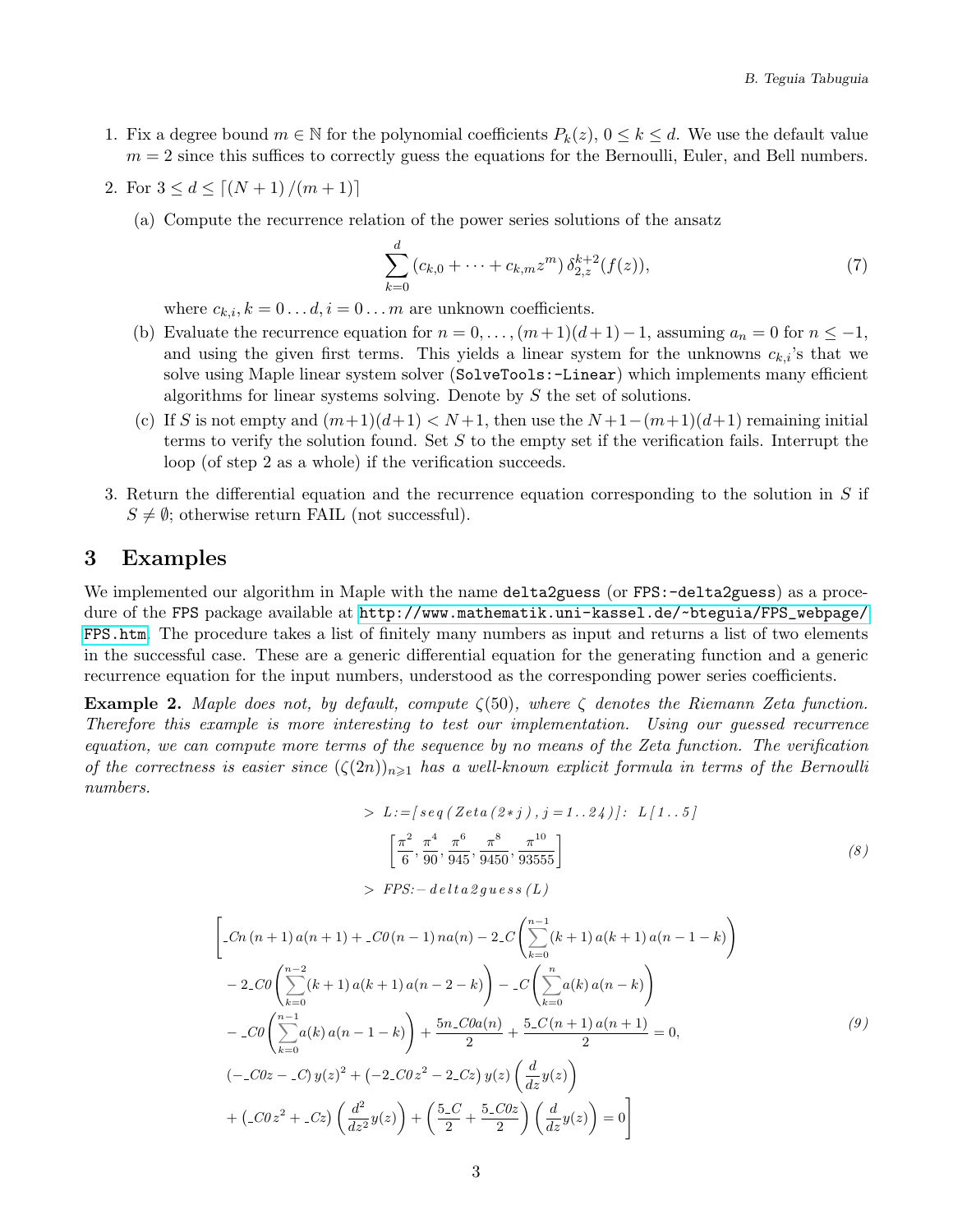1. Fix a degree bound $m \in \mathbb{N}$ for the polynomial coefficients $P_k(z)$, $0 \leq k \leq d$. We use the default value $m = 2$ since this suffices to correctly guess the equations for the Bernoulli, Euler, and Bell numbers.
2. For $3 \leq d \leq \lceil (N+1)/(m+1) \rceil$
   (a) Compute the recurrence relation of the power series solutions of the ansatz
   $$\sum_{k=0}^{d} (c_{k,0} + \cdots + c_{k,m} z^m)\, \delta_{2,z}^{k+2}(f(z)), \tag{7}$$
   where $c_{k,i}, k = 0 \ldots d, i = 0 \ldots m$ are unknown coefficients.
   
   (b) Evaluate the recurrence equation for $n = 0, \ldots, (m+1)(d+1) - 1$, assuming $a_n = 0$ for $n \leq -1$, and using the given first terms. This yields a linear system for the unknowns $c_{k,i}$'s that we solve using Maple linear system solver (`SolveTools:-Linear`) which implements many efficient algorithms for linear systems solving. Denote by $S$ the set of solutions.
   
   (c) If $S$ is not empty and $(m+1)(d+1) < N+1$, then use the $N+1-(m+1)(d+1)$ remaining initial terms to verify the solution found. Set $S$ to the empty set if the verification fails. Interrupt the loop (of step 2 as a whole) if the verification succeeds.
3. Return the differential equation and the recurrence equation corresponding to the solution in $S$ if $S \neq \emptyset$; otherwise return FAIL (not successful).

## 3 Examples

We implemented our algorithm in Maple with the name `delta2guess` (or `FPS:-delta2guess`) as a procedure of the `FPS` package available at http://www.mathematik.uni-kassel.de/~bteguia/FPS_webpage/FPS.htm. The procedure takes a list of finitely many numbers as input and returns a list of two elements in the successful case. These are a generic differential equation for the generating function and a generic recurrence equation for the input numbers, understood as the corresponding power series coefficients.

**Example 2.** *Maple does not, by default, compute $\zeta(50)$, where $\zeta$ denotes the Riemann Zeta function. Therefore this example is more interesting to test our implementation. Using our guessed recurrence equation, we can compute more terms of the sequence by no means of the Zeta function. The verification of the correctness is easier since $(\zeta(2n))_{n\geqslant 1}$ has a well-known explicit formula in terms of the Bernoulli numbers.*

```
> L:=[seq(Zeta(2*j), j=1..24)]: L[1..5]
```

$$\left[\frac{\pi^2}{6}, \frac{\pi^4}{90}, \frac{\pi^6}{945}, \frac{\pi^8}{9450}, \frac{\pi^{10}}{93555}\right] \tag{8}$$

```
> FPS:-delta2guess(L)
```

$$\begin{aligned}
\Bigg[ & \_Cn\,(n+1)\,a(n+1) + \_C0\,(n-1)\,n a(n) - 2\_C\left(\sum_{k=0}^{n-1}(k+1)\,a(k+1)\,a(n-1-k)\right) \\
& - 2\_C0\left(\sum_{k=0}^{n-2}(k+1)\,a(k+1)\,a(n-2-k)\right) - \_C\left(\sum_{k=0}^{n}a(k)\,a(n-k)\right) \\
& - \_C0\left(\sum_{k=0}^{n-1}a(k)\,a(n-1-k)\right) + \frac{5n\_C0a(n)}{2} + \frac{5\_C\,(n+1)\,a(n+1)}{2} = 0, \\
& (-\_C0z - \_C)\,y(z)^2 + \left(-2\_C0\,z^2 - 2\_Cz\right)y(z)\left(\frac{d}{dz}y(z)\right) \\
& + \left(\_C0\,z^2 + \_Cz\right)\left(\frac{d^2}{dz^2}y(z)\right) + \left(\frac{5\_C}{2} + \frac{5\_C0z}{2}\right)\left(\frac{d}{dz}y(z)\right) = 0 \Bigg]
\end{aligned} \tag{9}$$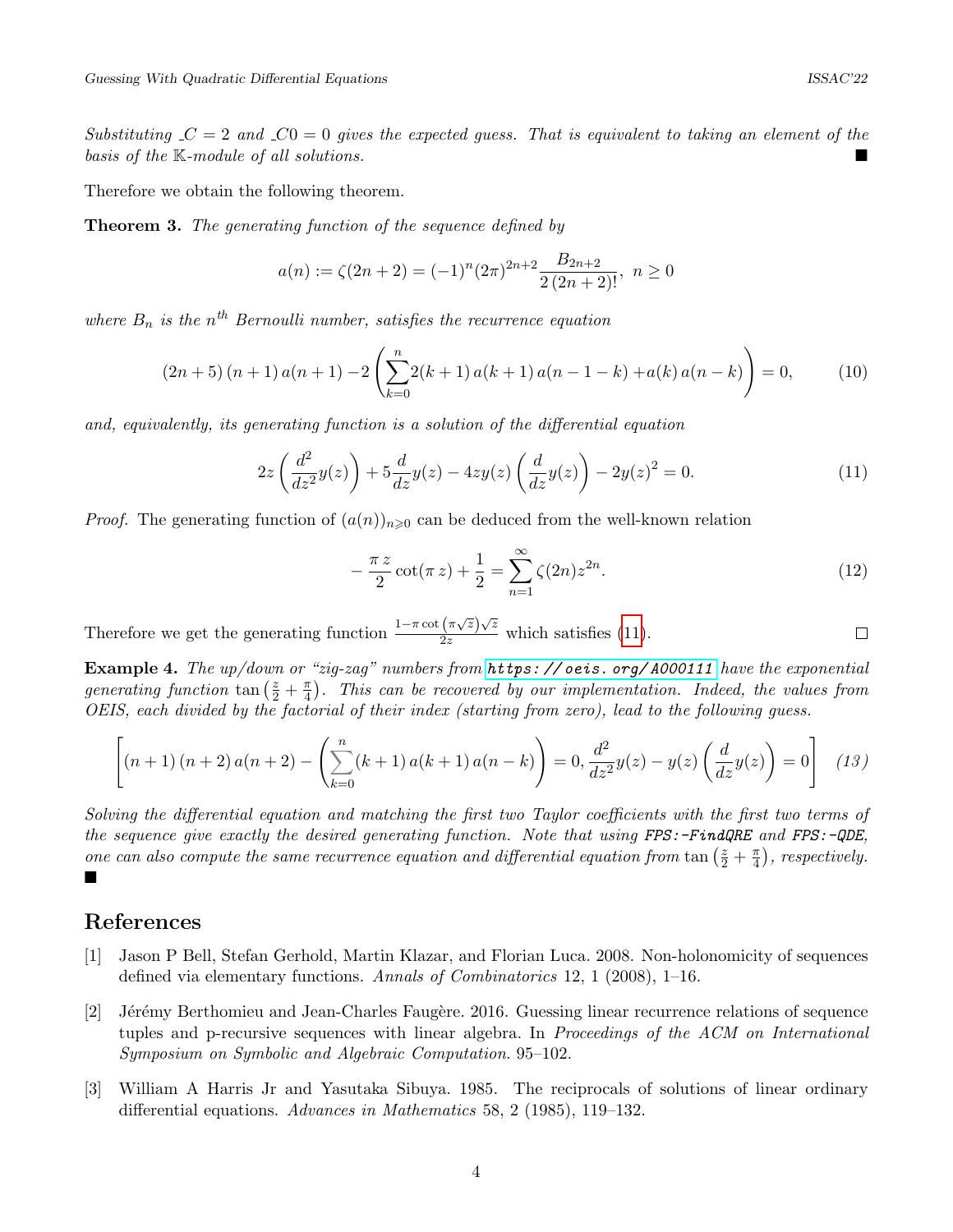*Substituting $\_C = 2$ and $\_C0 = 0$ gives the expected guess. That is equivalent to taking an element of the basis of the $\mathbb{K}$-module of all solutions.* ■

Therefore we obtain the following theorem.

**Theorem 3.** *The generating function of the sequence defined by*

$$a(n) := \zeta(2n+2) = (-1)^n (2\pi)^{2n+2} \frac{B_{2n+2}}{2\,(2n+2)!},\ n \geq 0$$

*where $B_n$ is the $n^{th}$ Bernoulli number, satisfies the recurrence equation*

$$(2n+5)\,(n+1)\,a(n+1) - 2\left(\sum_{k=0}^{n} 2(k+1)\,a(k+1)\,a(n-1-k) + a(k)\,a(n-k)\right) = 0, \tag{10}$$

*and, equivalently, its generating function is a solution of the differential equation*

$$2z\left(\frac{d^2}{dz^2}y(z)\right) + 5\frac{d}{dz}y(z) - 4zy(z)\left(\frac{d}{dz}y(z)\right) - 2y(z)^2 = 0. \tag{11}$$

*Proof.* The generating function of $(a(n))_{n\geqslant 0}$ can be deduced from the well-known relation

$$-\frac{\pi\,z}{2}\cot(\pi\,z) + \frac{1}{2} = \sum_{n=1}^{\infty} \zeta(2n) z^{2n}. \tag{12}$$

Therefore we get the generating function $\frac{1-\pi\cot\left(\pi\sqrt{z}\right)\sqrt{z}}{2z}$ which satisfies (11). □

**Example 4.** *The up/down or "zig-zag" numbers from* **https://oeis.org/A000111** *have the exponential generating function $\tan\left(\frac{z}{2}+\frac{\pi}{4}\right)$. This can be recovered by our implementation. Indeed, the values from OEIS, each divided by the factorial of their index (starting from zero), lead to the following guess.*

$$\left[(n+1)\,(n+2)\,a(n+2) - \left(\sum_{k=0}^{n}(k+1)\,a(k+1)\,a(n-k)\right) = 0, \frac{d^2}{dz^2}y(z) - y(z)\left(\frac{d}{dz}y(z)\right) = 0\right] \tag{13}$$

*Solving the differential equation and matching the first two Taylor coefficients with the first two terms of the sequence give exactly the desired generating function. Note that using* **FPS:-FindQRE** *and* **FPS:-QDE**, *one can also compute the same recurrence equation and differential equation from $\tan\left(\frac{z}{2}+\frac{\pi}{4}\right)$, respectively.* ■

## References

[1] Jason P Bell, Stefan Gerhold, Martin Klazar, and Florian Luca. 2008. Non-holonomicity of sequences defined via elementary functions. *Annals of Combinatorics* 12, 1 (2008), 1–16.

[2] Jérémy Berthomieu and Jean-Charles Faugère. 2016. Guessing linear recurrence relations of sequence tuples and p-recursive sequences with linear algebra. In *Proceedings of the ACM on International Symposium on Symbolic and Algebraic Computation*. 95–102.

[3] William A Harris Jr and Yasutaka Sibuya. 1985. The reciprocals of solutions of linear ordinary differential equations. *Advances in Mathematics* 58, 2 (1985), 119–132.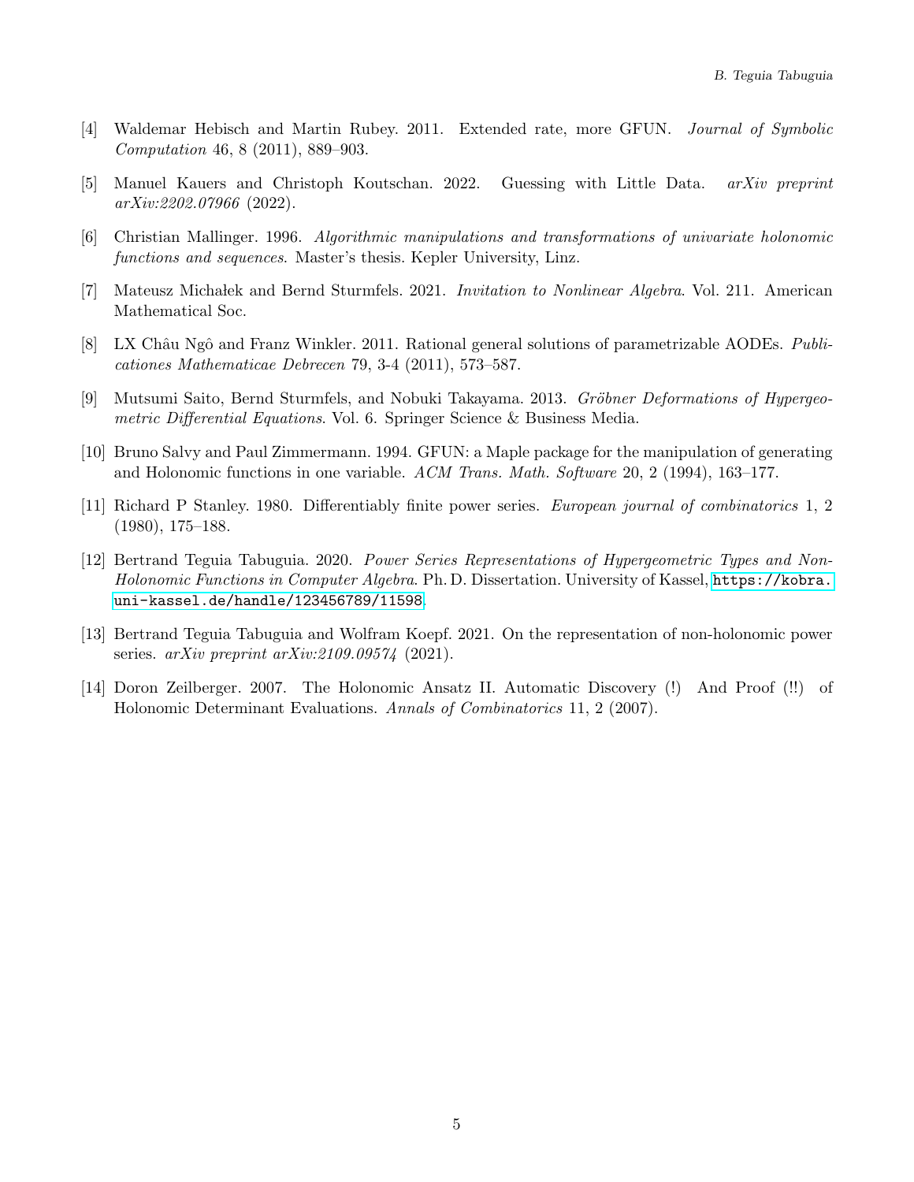[4] Waldemar Hebisch and Martin Rubey. 2011. Extended rate, more GFUN. *Journal of Symbolic Computation* 46, 8 (2011), 889–903.

[5] Manuel Kauers and Christoph Koutschan. 2022. Guessing with Little Data. *arXiv preprint arXiv:2202.07966* (2022).

[6] Christian Mallinger. 1996. *Algorithmic manipulations and transformations of univariate holonomic functions and sequences*. Master's thesis. Kepler University, Linz.

[7] Mateusz Michałek and Bernd Sturmfels. 2021. *Invitation to Nonlinear Algebra*. Vol. 211. American Mathematical Soc.

[8] LX Châu Ngô and Franz Winkler. 2011. Rational general solutions of parametrizable AODEs. *Publicationes Mathematicae Debrecen* 79, 3-4 (2011), 573–587.

[9] Mutsumi Saito, Bernd Sturmfels, and Nobuki Takayama. 2013. *Gröbner Deformations of Hypergeometric Differential Equations*. Vol. 6. Springer Science & Business Media.

[10] Bruno Salvy and Paul Zimmermann. 1994. GFUN: a Maple package for the manipulation of generating and Holonomic functions in one variable. *ACM Trans. Math. Software* 20, 2 (1994), 163–177.

[11] Richard P Stanley. 1980. Differentiably finite power series. *European journal of combinatorics* 1, 2 (1980), 175–188.

[12] Bertrand Teguia Tabuguia. 2020. *Power Series Representations of Hypergeometric Types and Non-Holonomic Functions in Computer Algebra*. Ph. D. Dissertation. University of Kassel, https://kobra.uni-kassel.de/handle/123456789/11598.

[13] Bertrand Teguia Tabuguia and Wolfram Koepf. 2021. On the representation of non-holonomic power series. *arXiv preprint arXiv:2109.09574* (2021).

[14] Doron Zeilberger. 2007. The Holonomic Ansatz II. Automatic Discovery (!) And Proof (!!) of Holonomic Determinant Evaluations. *Annals of Combinatorics* 11, 2 (2007).